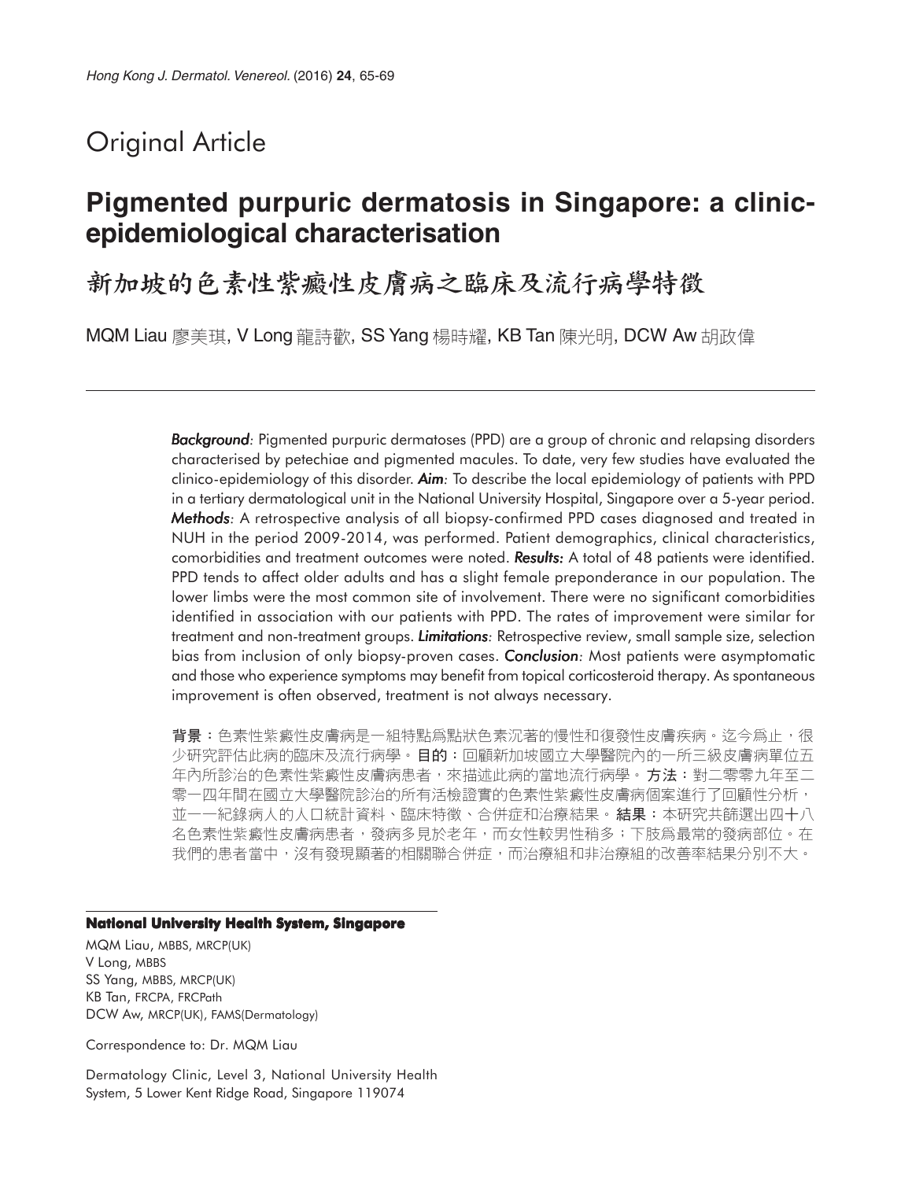# Original Article

## Pigmented purpuric dermatosis in Singapore: a clinic-epidemiological characterisation

## 新加坡的色素性紫癜性皮膚病之臨床及流行病學特徵

MQM Liau 廖美琪, V Long 龍詩歡, SS Yang 楊時耀, KB Tan 陳光明, DCW Aw 胡政偉

***Background***: Pigmented purpuric dermatoses (PPD) are a group of chronic and relapsing disorders characterised by petechiae and pigmented macules. To date, very few studies have evaluated the clinico-epidemiology of this disorder. ***Aim***: To describe the local epidemiology of patients with PPD in a tertiary dermatological unit in the National University Hospital, Singapore over a 5-year period. ***Methods***: A retrospective analysis of all biopsy-confirmed PPD cases diagnosed and treated in NUH in the period 2009-2014, was performed. Patient demographics, clinical characteristics, comorbidities and treatment outcomes were noted. ***Results:*** A total of 48 patients were identified. PPD tends to affect older adults and has a slight female preponderance in our population. The lower limbs were the most common site of involvement. There were no significant comorbidities identified in association with our patients with PPD. The rates of improvement were similar for treatment and non-treatment groups. ***Limitations***: Retrospective review, small sample size, selection bias from inclusion of only biopsy-proven cases. ***Conclusion***: Most patients were asymptomatic and those who experience symptoms may benefit from topical corticosteroid therapy. As spontaneous improvement is often observed, treatment is not always necessary.

**背景：**色素性紫癜性皮膚病是一組特點爲點狀色素沉著的慢性和復發性皮膚疾病。迄今爲止，很少研究評估此病的臨床及流行病學。**目的：**回顧新加坡國立大學醫院內的一所三級皮膚病單位五年內所診治的色素性紫癜性皮膚病患者，來描述此病的當地流行病學。**方法：**對二零零九年至二零一四年間在國立大學醫院診治的所有活檢證實的色素性紫癜性皮膚病個案進行了回顧性分析，並一一紀錄病人的人口統計資料、臨床特徵、合併症和治療結果。**結果：**本研究共篩選出四十八名色素性紫癜性皮膚病患者，發病多見於老年，而女性較男性稍多；下肢爲最常的發病部位。在我們的患者當中，沒有發現顯著的相關聯合併症，而治療組和非治療組的改善率結果分別不大。

---

**National University Health System, Singapore**

MQM Liau, MBBS, MRCP(UK)
V Long, MBBS
SS Yang, MBBS, MRCP(UK)
KB Tan, FRCPA, FRCPath
DCW Aw, MRCP(UK), FAMS(Dermatology)

Correspondence to: Dr. MQM Liau

Dermatology Clinic, Level 3, National University Health System, 5 Lower Kent Ridge Road, Singapore 119074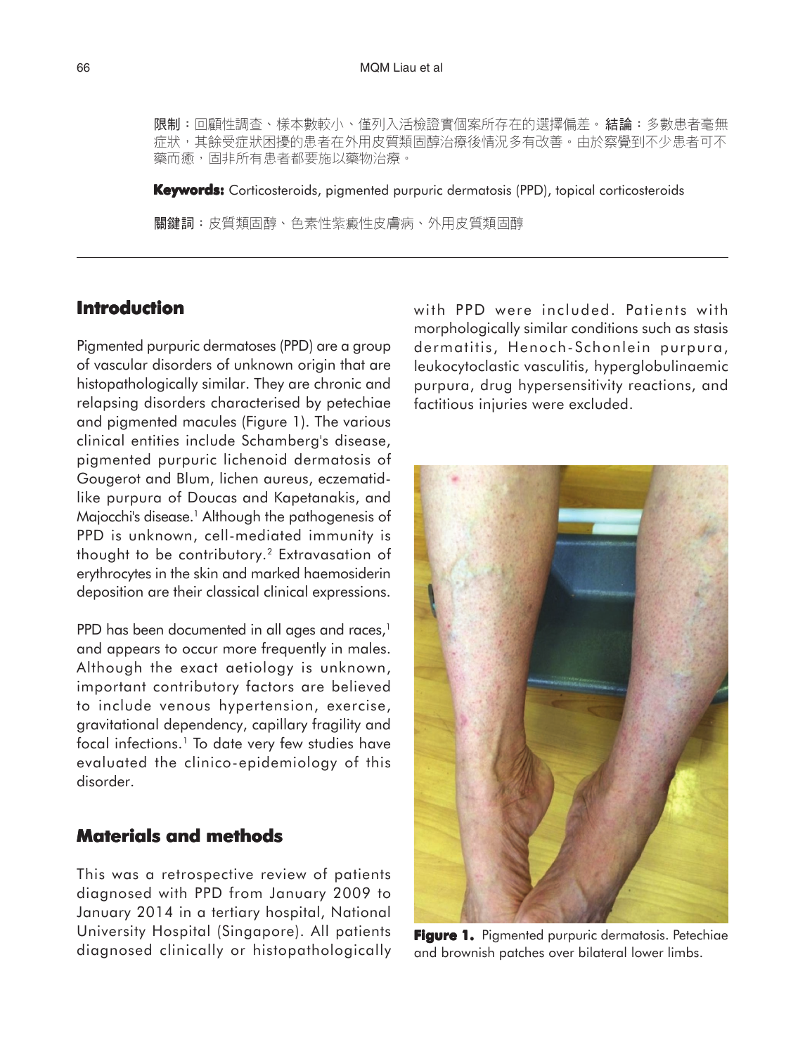**限制**：回顧性調查、樣本數較小、僅列入活檢證實個案所存在的選擇偏差。**結論**：多數患者毫無症狀，其餘受症狀困擾的患者在外用皮質類固醇治療後情況多有改善。由於察覺到不少患者可不藥而癒，固非所有患者都要施以藥物治療。

**Keywords:** Corticosteroids, pigmented purpuric dermatosis (PPD), topical corticosteroids

**關鍵詞**：皮質類固醇、色素性紫癜性皮膚病、外用皮質類固醇

## Introduction

Pigmented purpuric dermatoses (PPD) are a group of vascular disorders of unknown origin that are histopathologically similar. They are chronic and relapsing disorders characterised by petechiae and pigmented macules (Figure 1). The various clinical entities include Schamberg's disease, pigmented purpuric lichenoid dermatosis of Gougerot and Blum, lichen aureus, eczematid-like purpura of Doucas and Kapetanakis, and Majocchi's disease.[1] Although the pathogenesis of PPD is unknown, cell-mediated immunity is thought to be contributory.[2] Extravasation of erythrocytes in the skin and marked haemosiderin deposition are their classical clinical expressions.

PPD has been documented in all ages and races,[1] and appears to occur more frequently in males. Although the exact aetiology is unknown, important contributory factors are believed to include venous hypertension, exercise, gravitational dependency, capillary fragility and focal infections.[1] To date very few studies have evaluated the clinico-epidemiology of this disorder.

## Materials and methods

This was a retrospective review of patients diagnosed with PPD from January 2009 to January 2014 in a tertiary hospital, National University Hospital (Singapore). All patients diagnosed clinically or histopathologically with PPD were included. Patients with morphologically similar conditions such as stasis dermatitis, Henoch-Schonlein purpura, leukocytoclastic vasculitis, hyperglobulinaemic purpura, drug hypersensitivity reactions, and factitious injuries were excluded.

**Figure 1.** Pigmented purpuric dermatosis. Petechiae and brownish patches over bilateral lower limbs.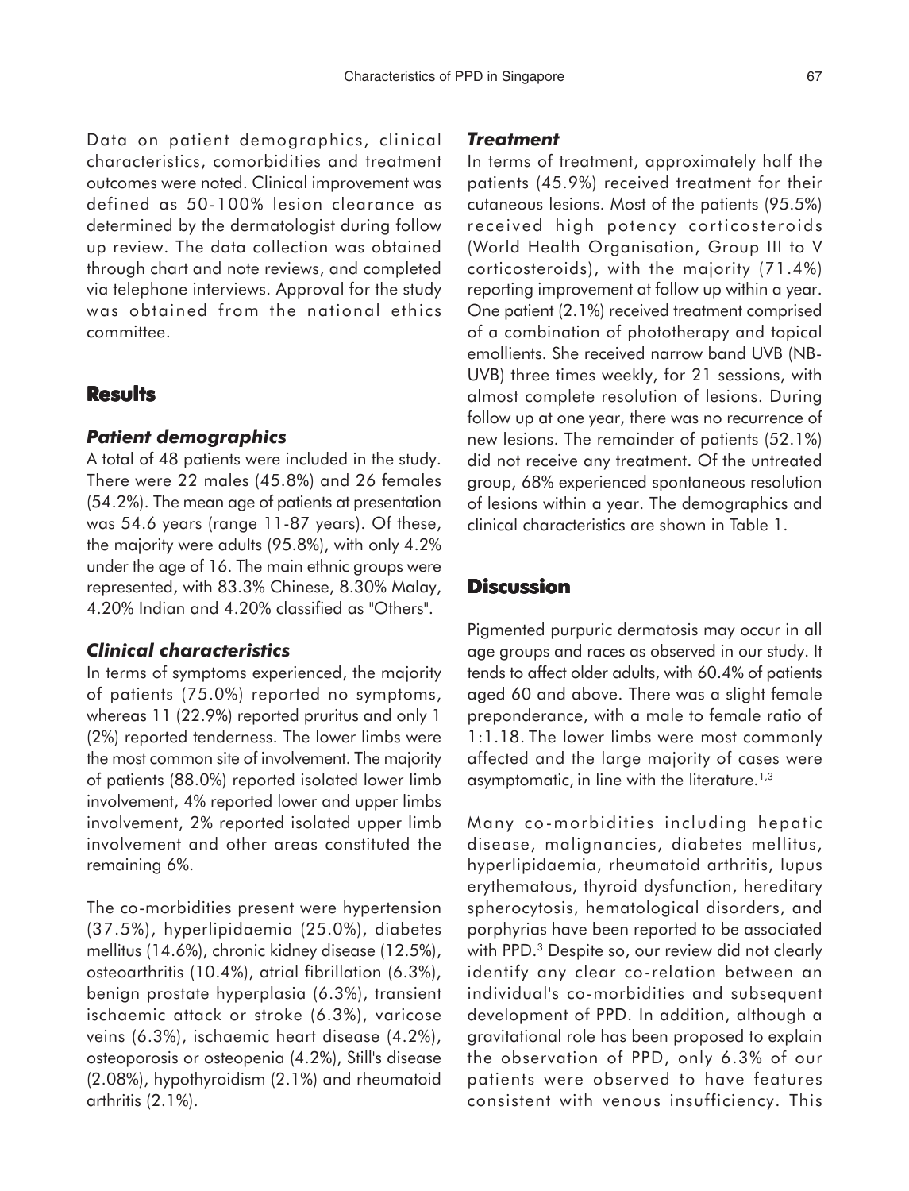Data on patient demographics, clinical characteristics, comorbidities and treatment outcomes were noted. Clinical improvement was defined as 50-100% lesion clearance as determined by the dermatologist during follow up review. The data collection was obtained through chart and note reviews, and completed via telephone interviews. Approval for the study was obtained from the national ethics committee.

## Results

### *Patient demographics*

A total of 48 patients were included in the study. There were 22 males (45.8%) and 26 females (54.2%). The mean age of patients at presentation was 54.6 years (range 11-87 years). Of these, the majority were adults (95.8%), with only 4.2% under the age of 16. The main ethnic groups were represented, with 83.3% Chinese, 8.30% Malay, 4.20% Indian and 4.20% classified as "Others".

### *Clinical characteristics*

In terms of symptoms experienced, the majority of patients (75.0%) reported no symptoms, whereas 11 (22.9%) reported pruritus and only 1 (2%) reported tenderness. The lower limbs were the most common site of involvement. The majority of patients (88.0%) reported isolated lower limb involvement, 4% reported lower and upper limbs involvement, 2% reported isolated upper limb involvement and other areas constituted the remaining 6%.

The co-morbidities present were hypertension (37.5%), hyperlipidaemia (25.0%), diabetes mellitus (14.6%), chronic kidney disease (12.5%), osteoarthritis (10.4%), atrial fibrillation (6.3%), benign prostate hyperplasia (6.3%), transient ischaemic attack or stroke (6.3%), varicose veins (6.3%), ischaemic heart disease (4.2%), osteoporosis or osteopenia (4.2%), Still's disease (2.08%), hypothyroidism (2.1%) and rheumatoid arthritis (2.1%).

### *Treatment*

In terms of treatment, approximately half the patients (45.9%) received treatment for their cutaneous lesions. Most of the patients (95.5%) received high potency corticosteroids (World Health Organisation, Group III to V corticosteroids), with the majority (71.4%) reporting improvement at follow up within a year. One patient (2.1%) received treatment comprised of a combination of phototherapy and topical emollients. She received narrow band UVB (NB-UVB) three times weekly, for 21 sessions, with almost complete resolution of lesions. During follow up at one year, there was no recurrence of new lesions. The remainder of patients (52.1%) did not receive any treatment. Of the untreated group, 68% experienced spontaneous resolution of lesions within a year. The demographics and clinical characteristics are shown in Table 1.

## Discussion

Pigmented purpuric dermatosis may occur in all age groups and races as observed in our study. It tends to affect older adults, with 60.4% of patients aged 60 and above. There was a slight female preponderance, with a male to female ratio of 1:1.18. The lower limbs were most commonly affected and the large majority of cases were asymptomatic, in line with the literature.[1,3]

Many co-morbidities including hepatic disease, malignancies, diabetes mellitus, hyperlipidaemia, rheumatoid arthritis, lupus erythematous, thyroid dysfunction, hereditary spherocytosis, hematological disorders, and porphyrias have been reported to be associated with PPD.[3] Despite so, our review did not clearly identify any clear co-relation between an individual's co-morbidities and subsequent development of PPD. In addition, although a gravitational role has been proposed to explain the observation of PPD, only 6.3% of our patients were observed to have features consistent with venous insufficiency. This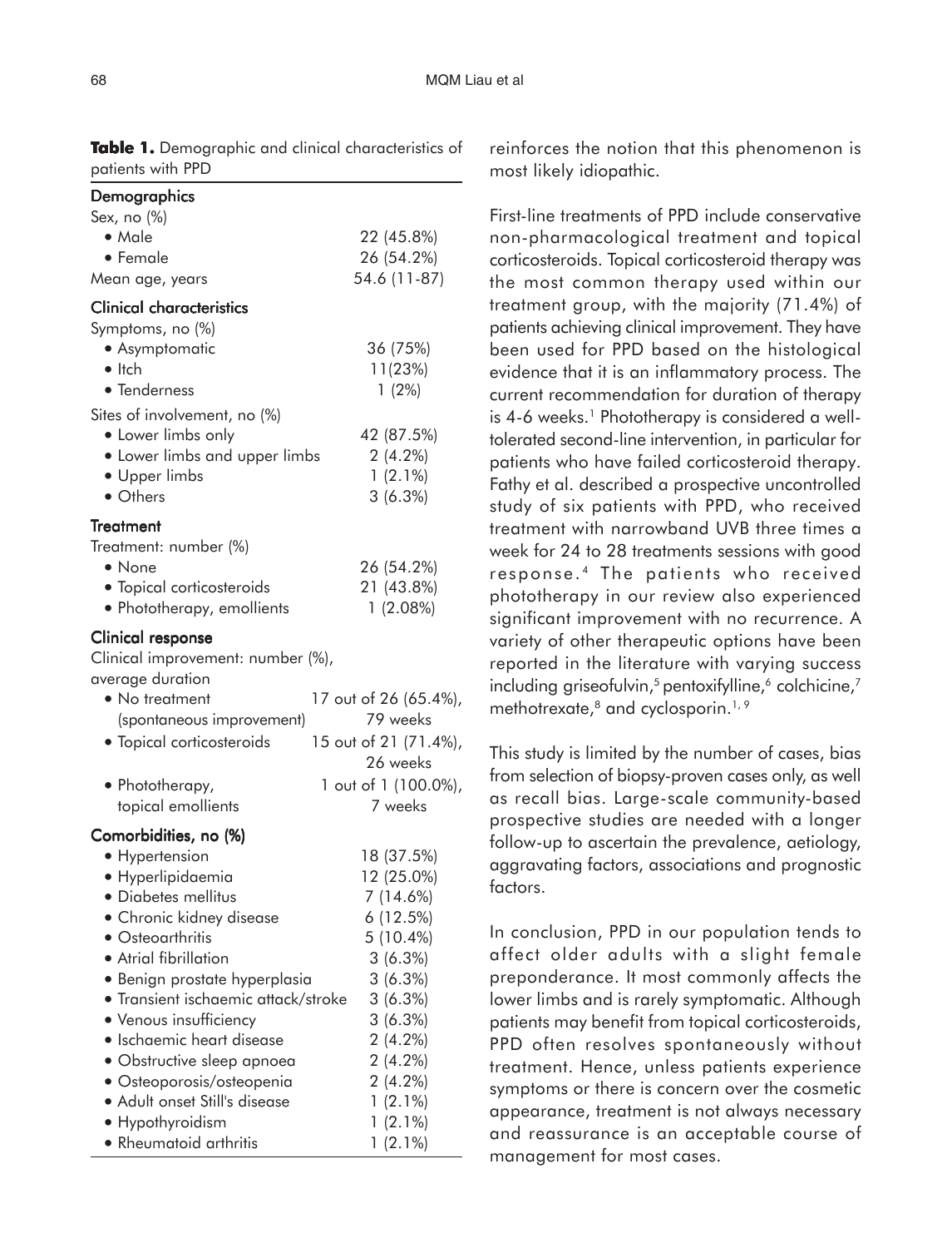**Table 1.** Demographic and clinical characteristics of patients with PPD

| | |
|---|---|
| **Demographics** | |
| Sex, no (%) | |
| • Male | 22 (45.8%) |
| • Female | 26 (54.2%) |
| Mean age, years | 54.6 (11-87) |
| **Clinical characteristics** | |
| Symptoms, no (%) | |
| • Asymptomatic | 36 (75%) |
| • Itch | 11(23%) |
| • Tenderness | 1 (2%) |
| Sites of involvement, no (%) | |
| • Lower limbs only | 42 (87.5%) |
| • Lower limbs and upper limbs | 2 (4.2%) |
| • Upper limbs | 1 (2.1%) |
| • Others | 3 (6.3%) |
| **Treatment** | |
| Treatment: number (%) | |
| • None | 26 (54.2%) |
| • Topical corticosteroids | 21 (43.8%) |
| • Phototherapy, emollients | 1 (2.08%) |
| **Clinical response** | |
| Clinical improvement: number (%), average duration | |
| • No treatment (spontaneous improvement) | 17 out of 26 (65.4%), 79 weeks |
| • Topical corticosteroids | 15 out of 21 (71.4%), 26 weeks |
| • Phototherapy, topical emollients | 1 out of 1 (100.0%), 7 weeks |
| **Comorbidities, no (%)** | |
| • Hypertension | 18 (37.5%) |
| • Hyperlipidaemia | 12 (25.0%) |
| • Diabetes mellitus | 7 (14.6%) |
| • Chronic kidney disease | 6 (12.5%) |
| • Osteoarthritis | 5 (10.4%) |
| • Atrial fibrillation | 3 (6.3%) |
| • Benign prostate hyperplasia | 3 (6.3%) |
| • Transient ischaemic attack/stroke | 3 (6.3%) |
| • Venous insufficiency | 3 (6.3%) |
| • Ischaemic heart disease | 2 (4.2%) |
| • Obstructive sleep apnoea | 2 (4.2%) |
| • Osteoporosis/osteopenia | 2 (4.2%) |
| • Adult onset Still's disease | 1 (2.1%) |
| • Hypothyroidism | 1 (2.1%) |
| • Rheumatoid arthritis | 1 (2.1%) |

reinforces the notion that this phenomenon is most likely idiopathic.

First-line treatments of PPD include conservative non-pharmacological treatment and topical corticosteroids. Topical corticosteroid therapy was the most common therapy used within our treatment group, with the majority (71.4%) of patients achieving clinical improvement. They have been used for PPD based on the histological evidence that it is an inflammatory process. The current recommendation for duration of therapy is 4-6 weeks.[1] Phototherapy is considered a well-tolerated second-line intervention, in particular for patients who have failed corticosteroid therapy. Fathy et al. described a prospective uncontrolled study of six patients with PPD, who received treatment with narrowband UVB three times a week for 24 to 28 treatments sessions with good response.[4] The patients who received phototherapy in our review also experienced significant improvement with no recurrence. A variety of other therapeutic options have been reported in the literature with varying success including griseofulvin,[5] pentoxifylline,[6] colchicine,[7] methotrexate,[8] and cyclosporin.[1,9]

This study is limited by the number of cases, bias from selection of biopsy-proven cases only, as well as recall bias. Large-scale community-based prospective studies are needed with a longer follow-up to ascertain the prevalence, aetiology, aggravating factors, associations and prognostic factors.

In conclusion, PPD in our population tends to affect older adults with a slight female preponderance. It most commonly affects the lower limbs and is rarely symptomatic. Although patients may benefit from topical corticosteroids, PPD often resolves spontaneously without treatment. Hence, unless patients experience symptoms or there is concern over the cosmetic appearance, treatment is not always necessary and reassurance is an acceptable course of management for most cases.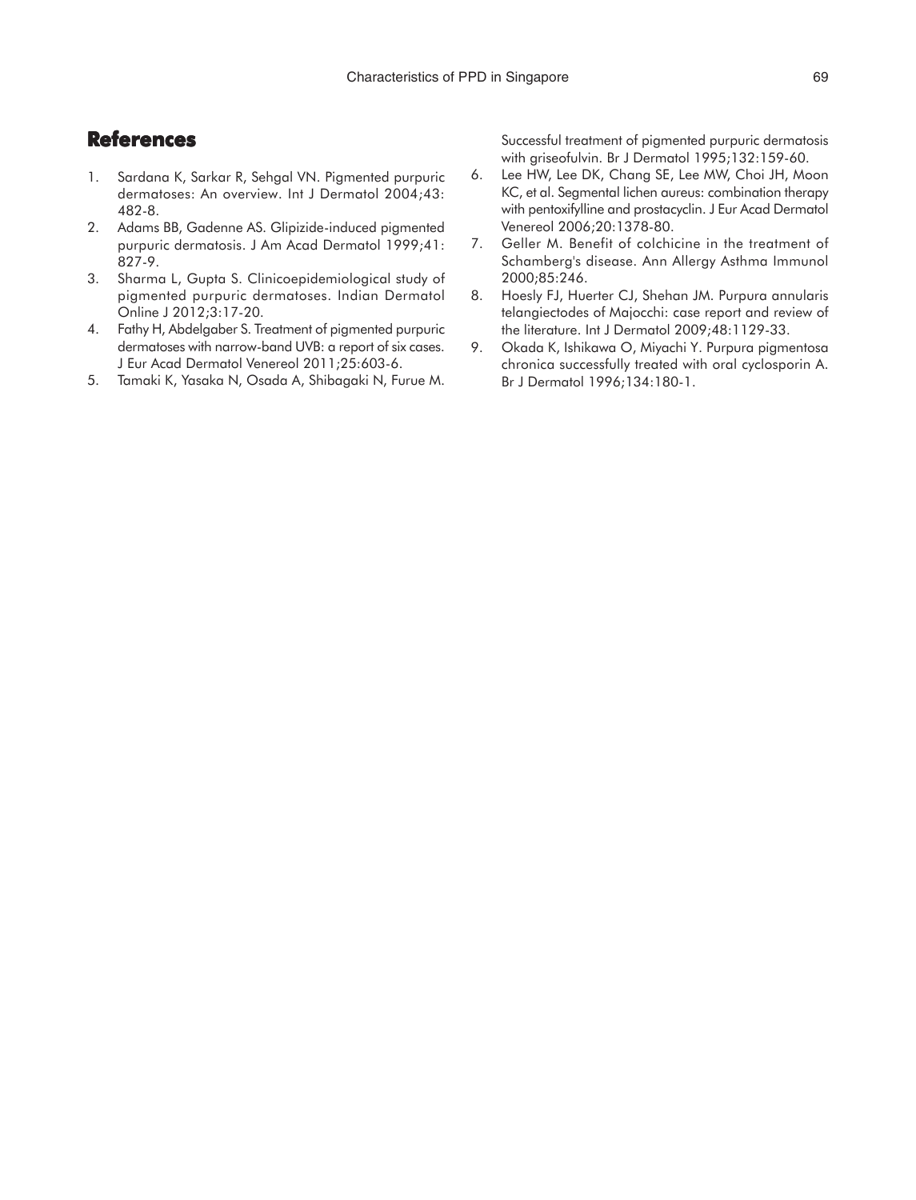## References

1. Sardana K, Sarkar R, Sehgal VN. Pigmented purpuric dermatoses: An overview. Int J Dermatol 2004;43: 482-8.
2. Adams BB, Gadenne AS. Glipizide-induced pigmented purpuric dermatosis. J Am Acad Dermatol 1999;41: 827-9.
3. Sharma L, Gupta S. Clinicoepidemiological study of pigmented purpuric dermatoses. Indian Dermatol Online J 2012;3:17-20.
4. Fathy H, Abdelgaber S. Treatment of pigmented purpuric dermatoses with narrow-band UVB: a report of six cases. J Eur Acad Dermatol Venereol 2011;25:603-6.
5. Tamaki K, Yasaka N, Osada A, Shibagaki N, Furue M. Successful treatment of pigmented purpuric dermatosis with griseofulvin. Br J Dermatol 1995;132:159-60.
6. Lee HW, Lee DK, Chang SE, Lee MW, Choi JH, Moon KC, et al. Segmental lichen aureus: combination therapy with pentoxifylline and prostacyclin. J Eur Acad Dermatol Venereol 2006;20:1378-80.
7. Geller M. Benefit of colchicine in the treatment of Schamberg's disease. Ann Allergy Asthma Immunol 2000;85:246.
8. Hoesly FJ, Huerter CJ, Shehan JM. Purpura annularis telangiectodes of Majocchi: case report and review of the literature. Int J Dermatol 2009;48:1129-33.
9. Okada K, Ishikawa O, Miyachi Y. Purpura pigmentosa chronica successfully treated with oral cyclosporin A. Br J Dermatol 1996;134:180-1.